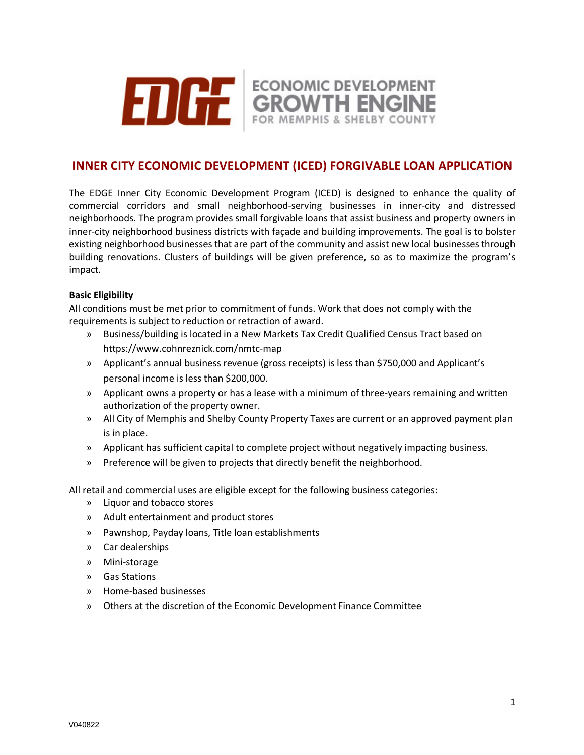EDGE ECONOMIC DEVELOPMENT GROWTH ENGINE FOR MEMPHIS & SHELBY COUNTY

# INNER CITY ECONOMIC DEVELOPMENT (ICED) FORGIVABLE LOAN APPLICATION

The EDGE Inner City Economic Development Program (ICED) is designed to enhance the quality of commercial corridors and small neighborhood-serving businesses in inner-city and distressed neighborhoods. The program provides small forgivable loans that assist business and property owners in inner-city neighborhood business districts with façade and building improvements. The goal is to bolster existing neighborhood businesses that are part of the community and assist new local businesses through building renovations. Clusters of buildings will be given preference, so as to maximize the program's impact.

**Basic Eligibility**

All conditions must be met prior to commitment of funds. Work that does not comply with the requirements is subject to reduction or retraction of award.

- Business/building is located in a New Markets Tax Credit Qualified Census Tract based on https://www.cohnreznick.com/nmtc-map
- Applicant's annual business revenue (gross receipts) is less than $750,000 and Applicant's personal income is less than $200,000.
- Applicant owns a property or has a lease with a minimum of three-years remaining and written authorization of the property owner.
- All City of Memphis and Shelby County Property Taxes are current or an approved payment plan is in place.
- Applicant has sufficient capital to complete project without negatively impacting business.
- Preference will be given to projects that directly benefit the neighborhood.

All retail and commercial uses are eligible except for the following business categories:

- Liquor and tobacco stores
- Adult entertainment and product stores
- Pawnshop, Payday loans, Title loan establishments
- Car dealerships
- Mini-storage
- Gas Stations
- Home-based businesses
- Others at the discretion of the Economic Development Finance Committee

V040822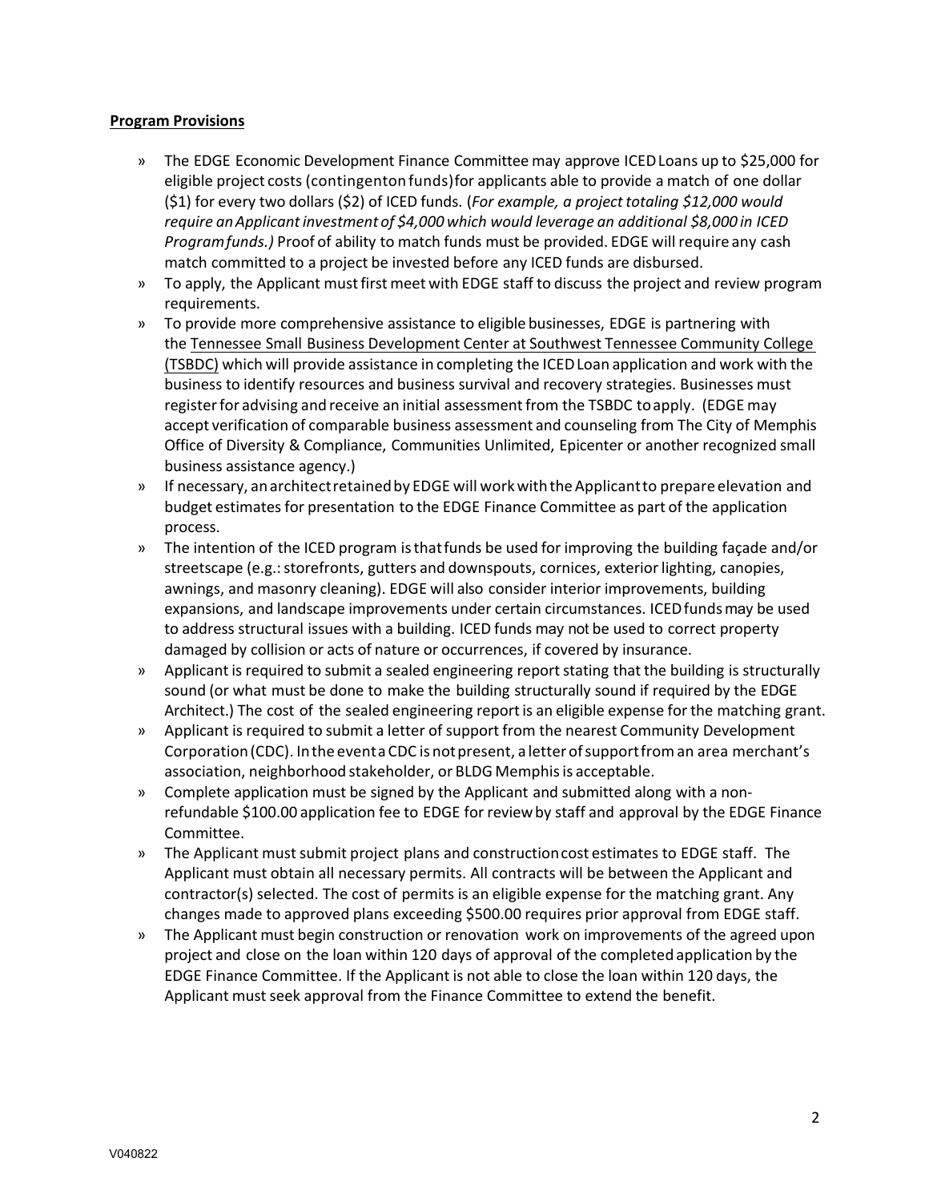**Program Provisions**

- The EDGE Economic Development Finance Committee may approve ICED Loans up to $25,000 for eligible project costs (contingent on funds) for applicants able to provide a match of one dollar ($1) for every two dollars ($2) of ICED funds. (*For example, a project totaling $12,000 would require an Applicant investment of $4,000 which would leverage an additional $8,000 in ICED Program funds.)* Proof of ability to match funds must be provided. EDGE will require any cash match committed to a project be invested before any ICED funds are disbursed.
- To apply, the Applicant must first meet with EDGE staff to discuss the project and review program requirements.
- To provide more comprehensive assistance to eligible businesses, EDGE is partnering with the Tennessee Small Business Development Center at Southwest Tennessee Community College (TSBDC) which will provide assistance in completing the ICED Loan application and work with the business to identify resources and business survival and recovery strategies. Businesses must register for advising and receive an initial assessment from the TSBDC to apply. (EDGE may accept verification of comparable business assessment and counseling from The City of Memphis Office of Diversity & Compliance, Communities Unlimited, Epicenter or another recognized small business assistance agency.)
- If necessary, an architect retained by EDGE will work with the Applicant to prepare elevation and budget estimates for presentation to the EDGE Finance Committee as part of the application process.
- The intention of the ICED program is that funds be used for improving the building façade and/or streetscape (e.g.: storefronts, gutters and downspouts, cornices, exterior lighting, canopies, awnings, and masonry cleaning). EDGE will also consider interior improvements, building expansions, and landscape improvements under certain circumstances. ICED funds may be used to address structural issues with a building. ICED funds may not be used to correct property damaged by collision or acts of nature or occurrences, if covered by insurance.
- Applicant is required to submit a sealed engineering report stating that the building is structurally sound (or what must be done to make the building structurally sound if required by the EDGE Architect.) The cost of the sealed engineering report is an eligible expense for the matching grant.
- Applicant is required to submit a letter of support from the nearest Community Development Corporation (CDC). In the event a CDC is not present, a letter of support from an area merchant's association, neighborhood stakeholder, or BLDG Memphis is acceptable.
- Complete application must be signed by the Applicant and submitted along with a non-refundable $100.00 application fee to EDGE for review by staff and approval by the EDGE Finance Committee.
- The Applicant must submit project plans and construction cost estimates to EDGE staff. The Applicant must obtain all necessary permits. All contracts will be between the Applicant and contractor(s) selected. The cost of permits is an eligible expense for the matching grant. Any changes made to approved plans exceeding $500.00 requires prior approval from EDGE staff.
- The Applicant must begin construction or renovation work on improvements of the agreed upon project and close on the loan within 120 days of approval of the completed application by the EDGE Finance Committee. If the Applicant is not able to close the loan within 120 days, the Applicant must seek approval from the Finance Committee to extend the benefit.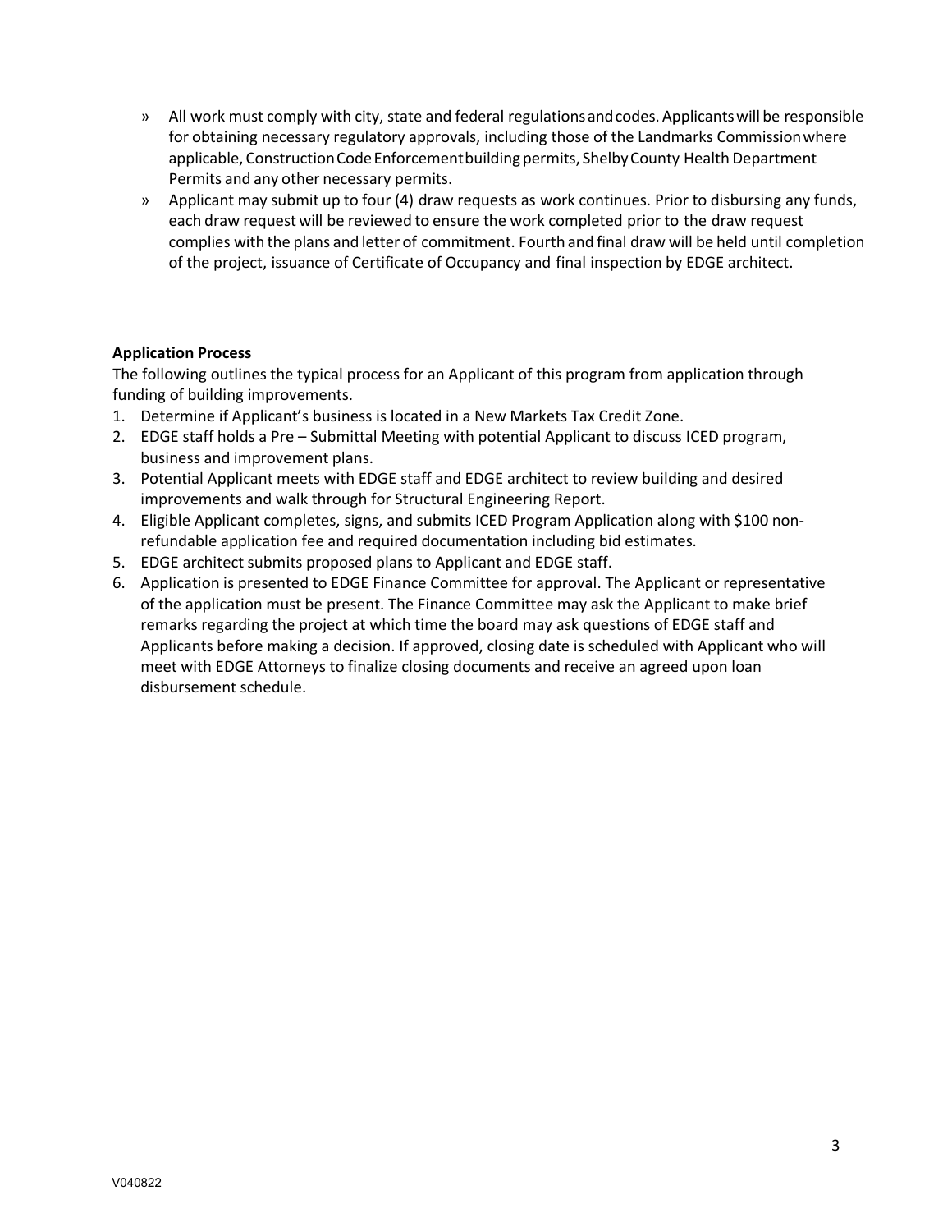- » All work must comply with city, state and federal regulations and codes. Applicants will be responsible for obtaining necessary regulatory approvals, including those of the Landmarks Commission where applicable, Construction Code Enforcement building permits, Shelby County Health Department Permits and any other necessary permits.
- » Applicant may submit up to four (4) draw requests as work continues. Prior to disbursing any funds, each draw request will be reviewed to ensure the work completed prior to the draw request complies with the plans and letter of commitment. Fourth and final draw will be held until completion of the project, issuance of Certificate of Occupancy and final inspection by EDGE architect.

**Application Process**

The following outlines the typical process for an Applicant of this program from application through funding of building improvements.

1. Determine if Applicant's business is located in a New Markets Tax Credit Zone.
2. EDGE staff holds a Pre – Submittal Meeting with potential Applicant to discuss ICED program, business and improvement plans.
3. Potential Applicant meets with EDGE staff and EDGE architect to review building and desired improvements and walk through for Structural Engineering Report.
4. Eligible Applicant completes, signs, and submits ICED Program Application along with $100 non-refundable application fee and required documentation including bid estimates.
5. EDGE architect submits proposed plans to Applicant and EDGE staff.
6. Application is presented to EDGE Finance Committee for approval. The Applicant or representative of the application must be present. The Finance Committee may ask the Applicant to make brief remarks regarding the project at which time the board may ask questions of EDGE staff and Applicants before making a decision. If approved, closing date is scheduled with Applicant who will meet with EDGE Attorneys to finalize closing documents and receive an agreed upon loan disbursement schedule.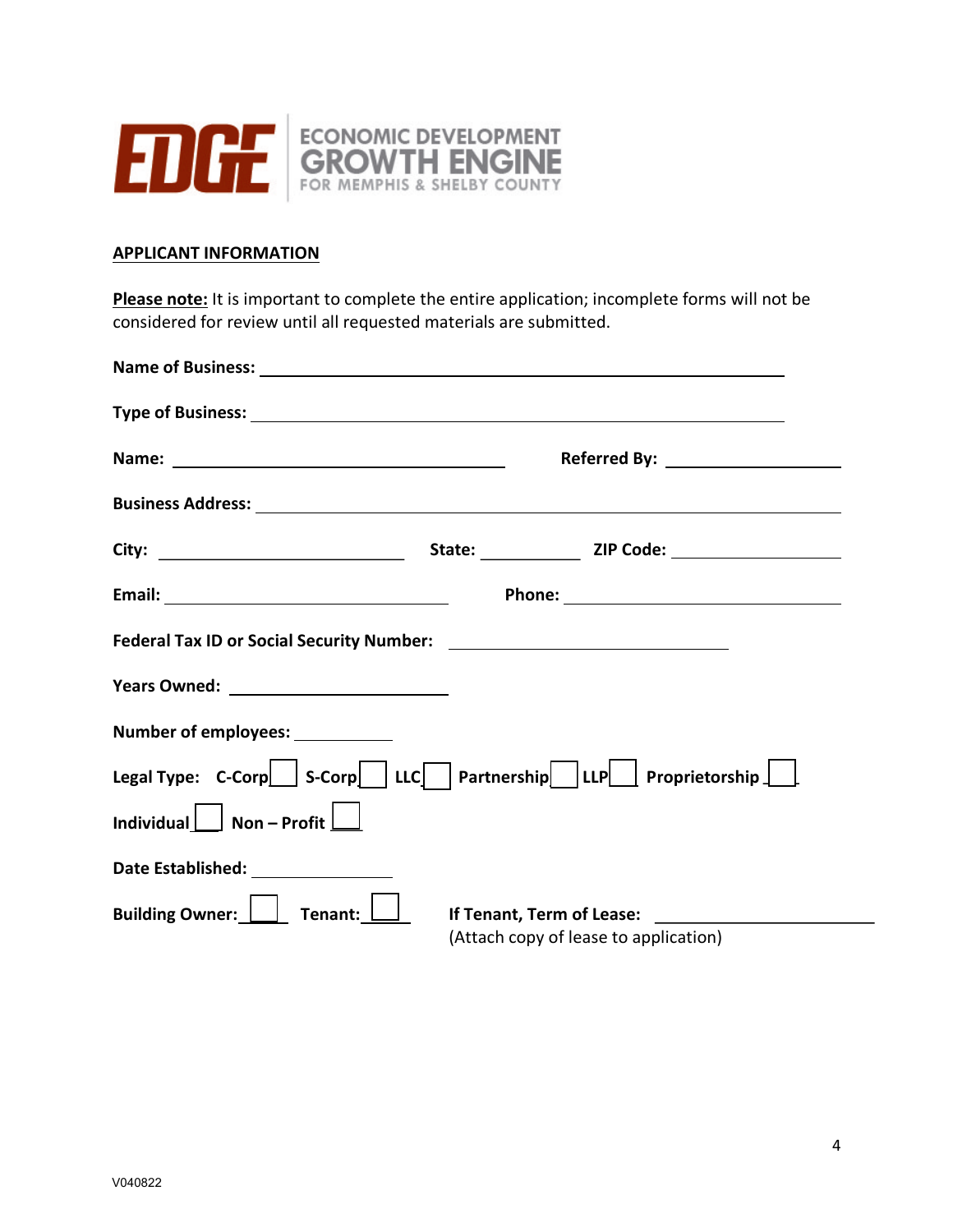EDGE ECONOMIC DEVELOPMENT GROWTH ENGINE FOR MEMPHIS & SHELBY COUNTY

## APPLICANT INFORMATION

**Please note:** It is important to complete the entire application; incomplete forms will not be considered for review until all requested materials are submitted.

**Name of Business:** ______________________________

**Type of Business:** ______________________________

**Name:** ______________________ **Referred By:** ______________

**Business Address:** ______________________________

**City:** ______________ **State:** ________ **ZIP Code:** __________

**Email:** ______________________ **Phone:** ______________________

**Federal Tax ID or Social Security Number:** ______________________

**Years Owned:** ______________

**Number of employees:** ________

**Legal Type:** **C-Corp** ☐ **S-Corp** ☐ **LLC** ☐ **Partnership** ☐ **LLP** ☐ **Proprietorship** ☐

**Individual** ☐ **Non – Profit** ☐

**Date Established:** __________

**Building Owner:** ☐ **Tenant:** ☐ **If Tenant, Term of Lease:** ______________

(Attach copy of lease to application)

V040822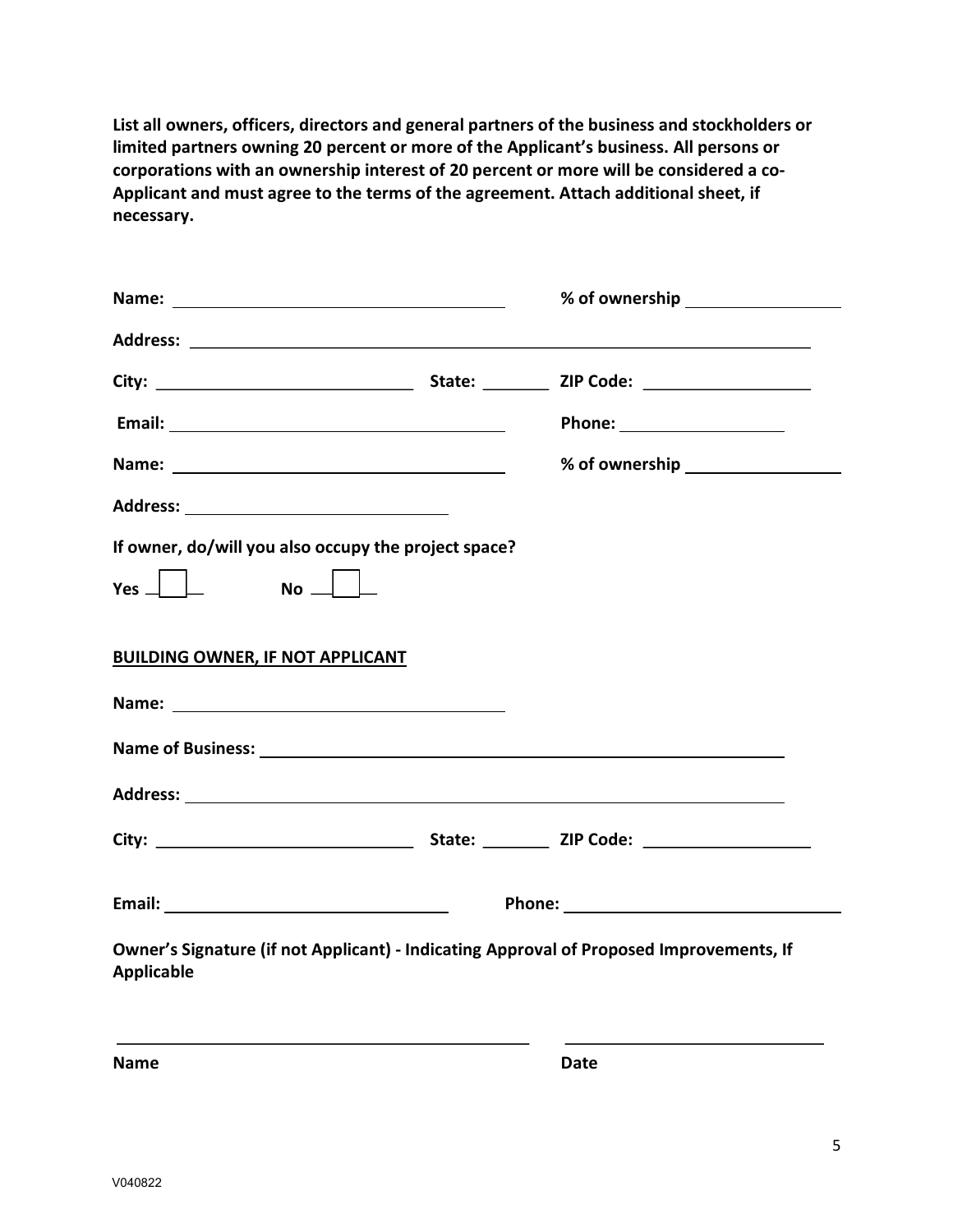**List all owners, officers, directors and general partners of the business and stockholders or limited partners owning 20 percent or more of the Applicant's business. All persons or corporations with an ownership interest of 20 percent or more will be considered a co-Applicant and must agree to the terms of the agreement. Attach additional sheet, if necessary.**

**Name:** ______________________________ **% of ownership** ______________

**Address:** ____________________________________________________________

**City:** ________________________ **State:** _______ **ZIP Code:** _______________

**Email:** ______________________________ **Phone:** _______________

**Name:** ______________________________ **% of ownership** ______________

**Address:** ________________________

**If owner, do/will you also occupy the project space?**

**Yes** ☐ **No** ☐

**BUILDING OWNER, IF NOT APPLICANT**

**Name:** ______________________________

**Name of Business:** ____________________________________________________

**Address:** ____________________________________________________________

**City:** ________________________ **State:** _______ **ZIP Code:** _______________

**Email:** __________________________ **Phone:** __________________________

**Owner's Signature (if not Applicant) - Indicating Approval of Proposed Improvements, If Applicable**

______________________________________ ________________________

**Name** **Date**

V040822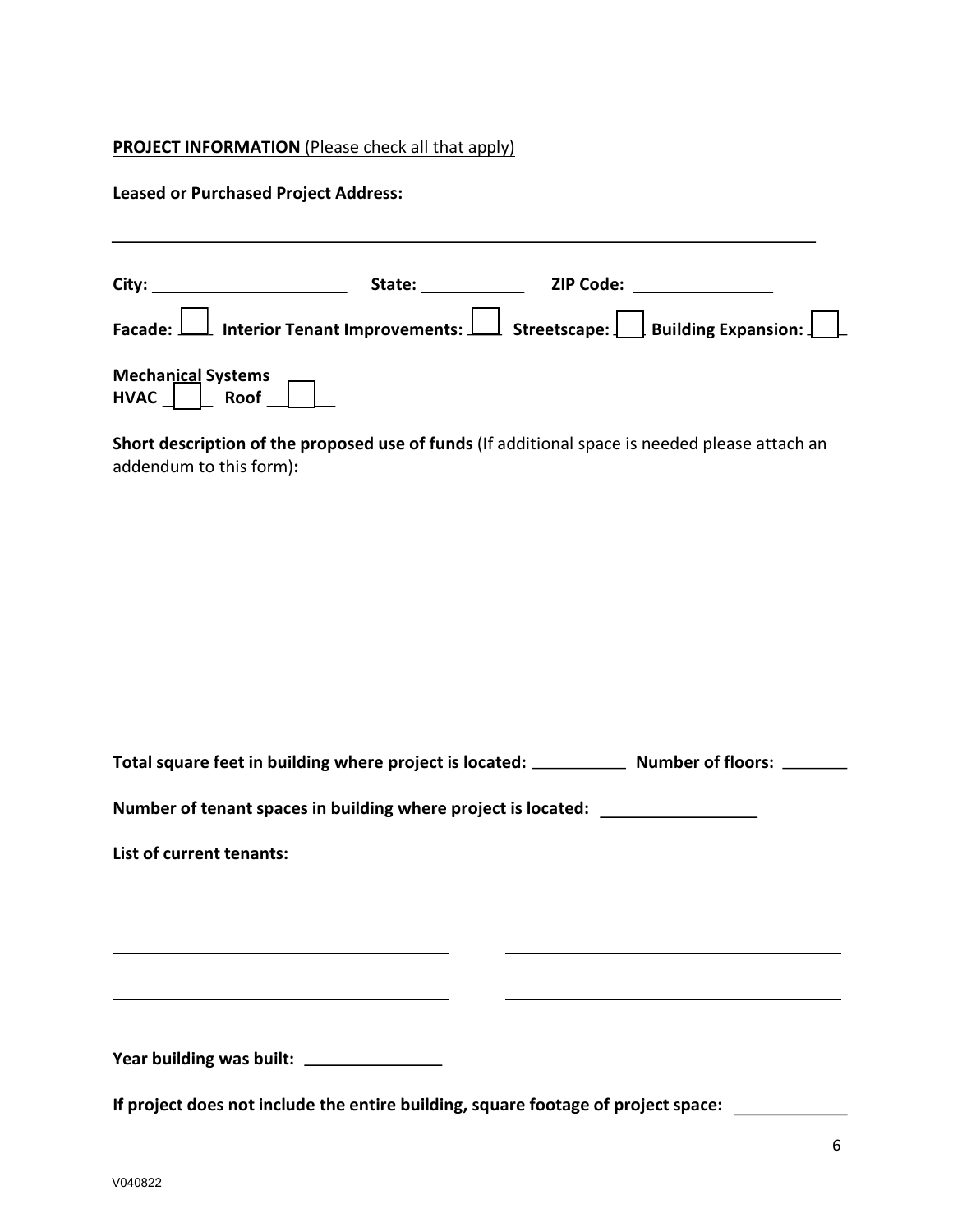**PROJECT INFORMATION** (Please check all that apply)

**Leased or Purchased Project Address:**

______________________________________________________________________________

**City:** ______________________ **State:** ___________ **ZIP Code:** _______________

**Facade:** ☐ **Interior Tenant Improvements:** ☐ **Streetscape:** ☐ **Building Expansion:** ☐

**Mechanical Systems**
**HVAC** ☐ **Roof** ☐

**Short description of the proposed use of funds** (If additional space is needed please attach an addendum to this form)**:**

**Total square feet in building where project is located:** __________ **Number of floors:** _______

**Number of tenant spaces in building where project is located:** ________________

**List of current tenants:**

______________________________________ ______________________________________

______________________________________ ______________________________________

______________________________________ ______________________________________

**Year building was built:** _______________

**If project does not include the entire building, square footage of project space:** ____________

V040822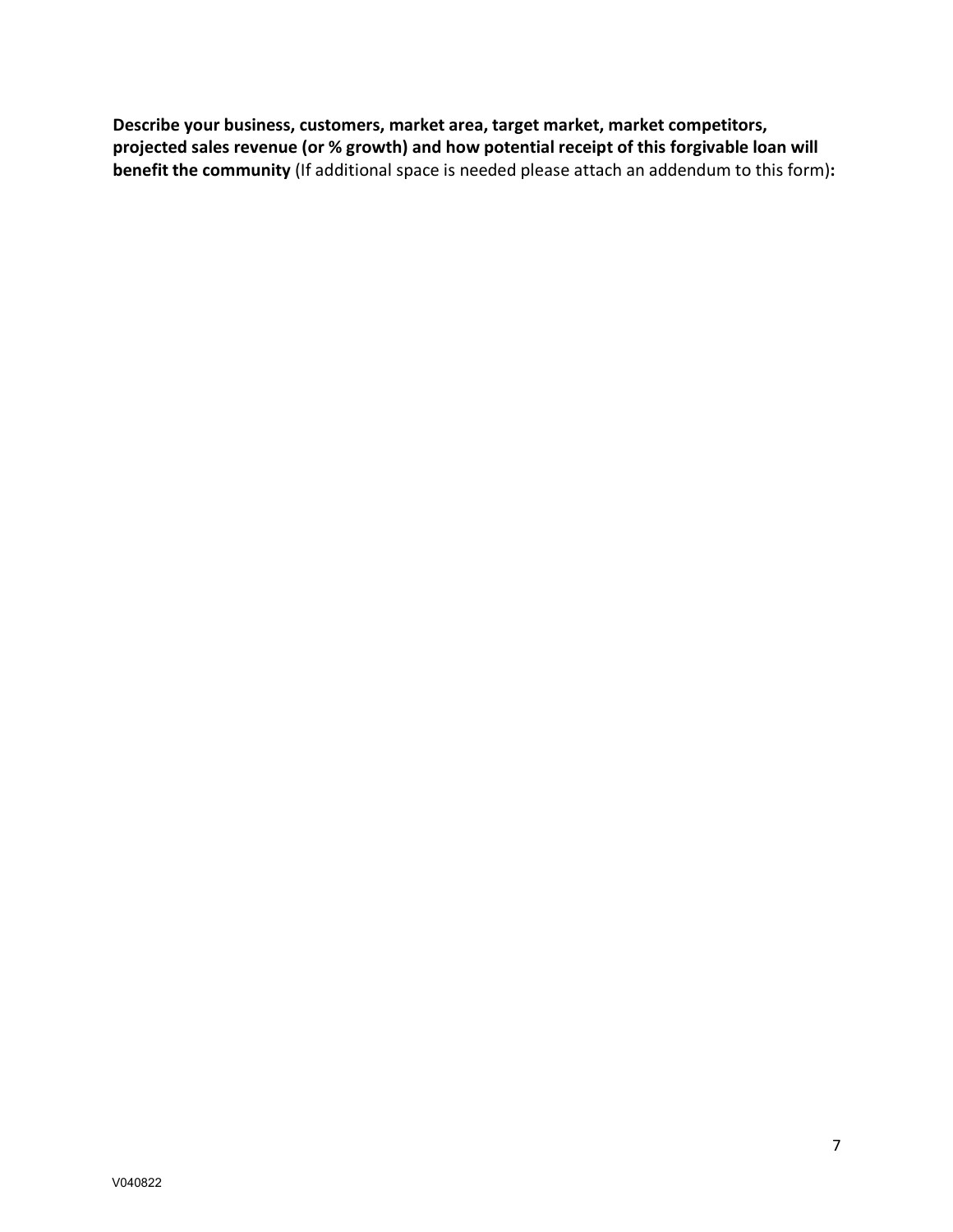**Describe your business, customers, market area, target market, market competitors, projected sales revenue (or % growth) and how potential receipt of this forgivable loan will benefit the community** (If additional space is needed please attach an addendum to this form)**:**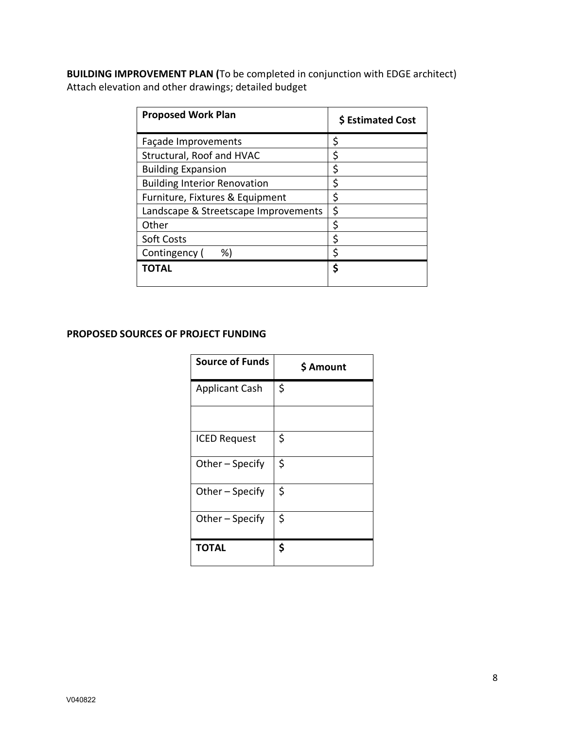**BUILDING IMPROVEMENT PLAN (**To be completed in conjunction with EDGE architect)
Attach elevation and other drawings; detailed budget

| **Proposed Work Plan** | **$ Estimated Cost** |
|---|---|
| Façade Improvements | $ |
| Structural, Roof and HVAC | $ |
| Building Expansion | $ |
| Building Interior Renovation | $ |
| Furniture, Fixtures & Equipment | $ |
| Landscape & Streetscape Improvements | $ |
| Other | $ |
| Soft Costs | $ |
| Contingency (      %) | $ |
| **TOTAL** | **$** |

**PROPOSED SOURCES OF PROJECT FUNDING**

| **Source of Funds** | **$ Amount** |
|---|---|
| Applicant Cash | $ |
| | |
| ICED Request | $ |
| Other – Specify | $ |
| Other – Specify | $ |
| Other – Specify | $ |
| **TOTAL** | **$** |

V040822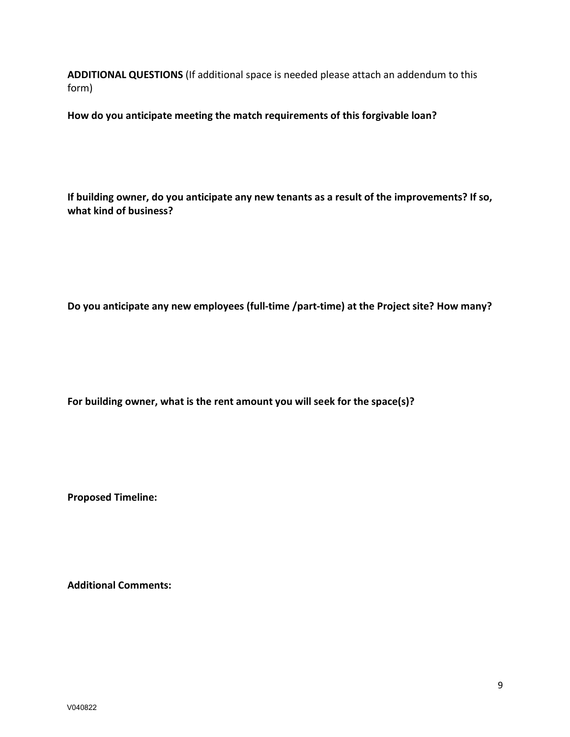**ADDITIONAL QUESTIONS** (If additional space is needed please attach an addendum to this form)

**How do you anticipate meeting the match requirements of this forgivable loan?**

**If building owner, do you anticipate any new tenants as a result of the improvements? If so, what kind of business?**

**Do you anticipate any new employees (full-time /part-time) at the Project site? How many?**

**For building owner, what is the rent amount you will seek for the space(s)?**

**Proposed Timeline:**

**Additional Comments:**

V040822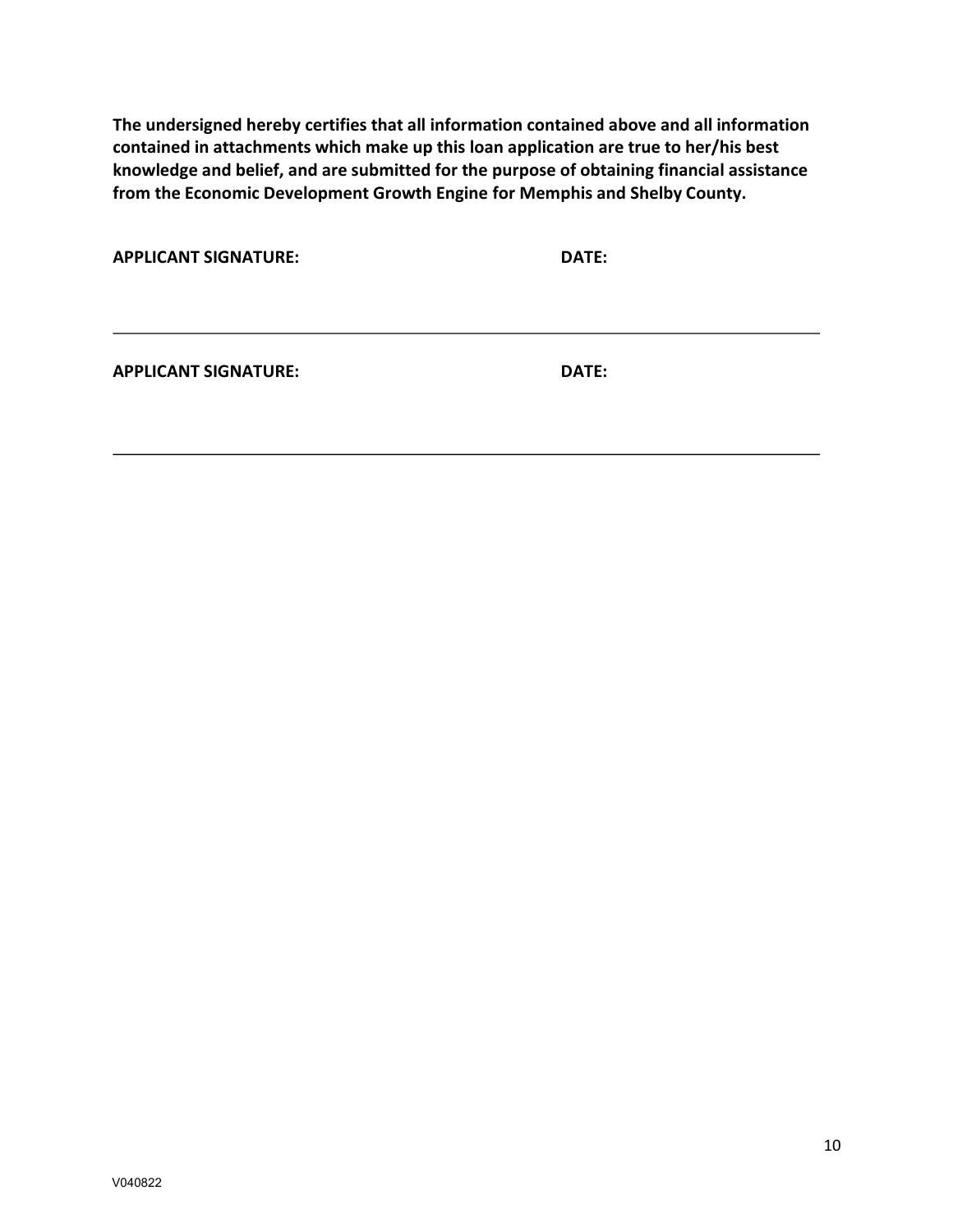**The undersigned hereby certifies that all information contained above and all information contained in attachments which make up this loan application are true to her/his best knowledge and belief, and are submitted for the purpose of obtaining financial assistance from the Economic Development Growth Engine for Memphis and Shelby County.**

**APPLICANT SIGNATURE:** **DATE:**

---

**APPLICANT SIGNATURE:** **DATE:**

---

V040822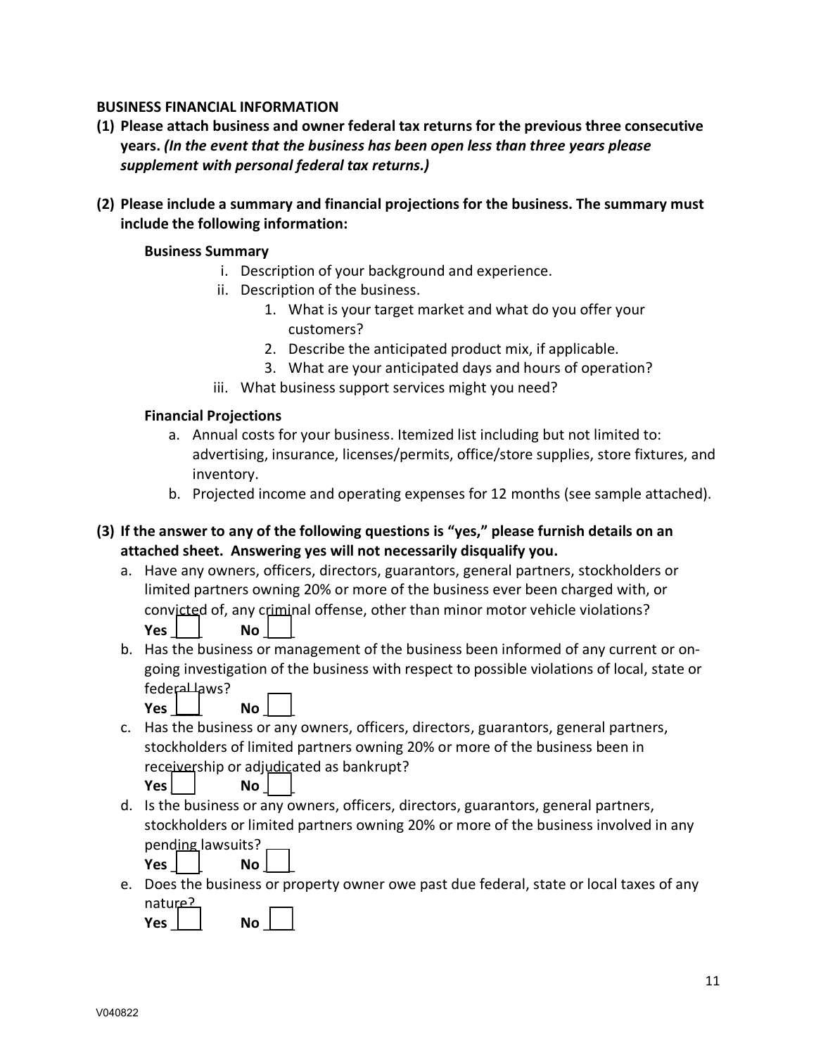**BUSINESS FINANCIAL INFORMATION**

**(1) Please attach business and owner federal tax returns for the previous three consecutive years.** ***(In the event that the business has been open less than three years please supplement with personal federal tax returns.)***

**(2) Please include a summary and financial projections for the business. The summary must include the following information:**

**Business Summary**

- i. Description of your background and experience.
- ii. Description of the business.
  1. What is your target market and what do you offer your customers?
  2. Describe the anticipated product mix, if applicable.
  3. What are your anticipated days and hours of operation?
- iii. What business support services might you need?

**Financial Projections**

- a. Annual costs for your business. Itemized list including but not limited to: advertising, insurance, licenses/permits, office/store supplies, store fixtures, and inventory.
- b. Projected income and operating expenses for 12 months (see sample attached).

**(3) If the answer to any of the following questions is "yes," please furnish details on an attached sheet. Answering yes will not necessarily disqualify you.**

a. Have any owners, officers, directors, guarantors, general partners, stockholders or limited partners owning 20% or more of the business ever been charged with, or convicted of, any criminal offense, other than minor motor vehicle violations?

**Yes** ☐ **No** ☐

b. Has the business or management of the business been informed of any current or on-going investigation of the business with respect to possible violations of local, state or federal laws?

**Yes** ☐ **No** ☐

c. Has the business or any owners, officers, directors, guarantors, general partners, stockholders of limited partners owning 20% or more of the business been in receivership or adjudicated as bankrupt?

**Yes** ☐ **No** ☐

d. Is the business or any owners, officers, directors, guarantors, general partners, stockholders or limited partners owning 20% or more of the business involved in any pending lawsuits?

**Yes** ☐ **No** ☐

e. Does the business or property owner owe past due federal, state or local taxes of any nature?

**Yes** ☐ **No** ☐

V040822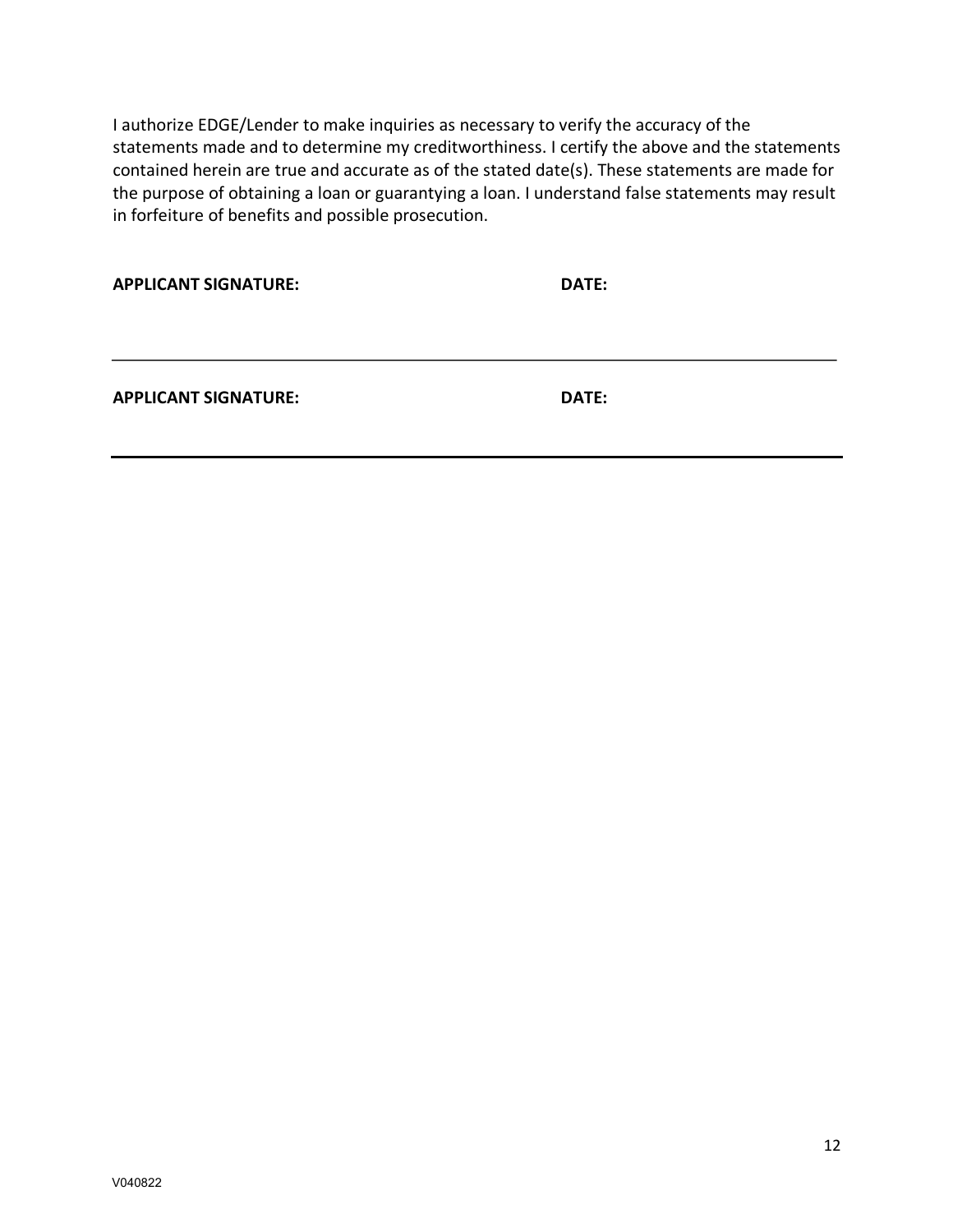I authorize EDGE/Lender to make inquiries as necessary to verify the accuracy of the statements made and to determine my creditworthiness. I certify the above and the statements contained herein are true and accurate as of the stated date(s). These statements are made for the purpose of obtaining a loan or guarantying a loan. I understand false statements may result in forfeiture of benefits and possible prosecution.

**APPLICANT SIGNATURE:** **DATE:**

---

**APPLICANT SIGNATURE:** **DATE:**

---

V040822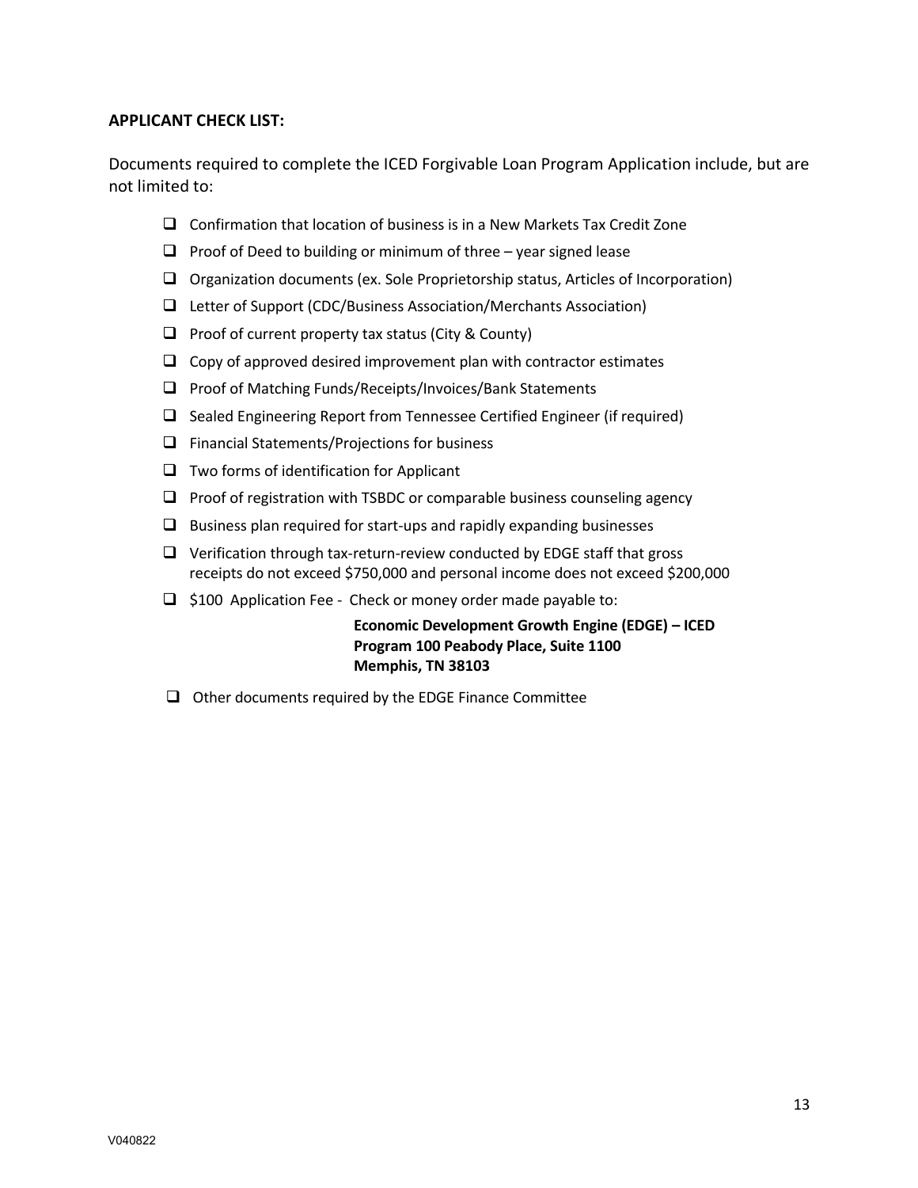**APPLICANT CHECK LIST:**

Documents required to complete the ICED Forgivable Loan Program Application include, but are not limited to:

- ☐ Confirmation that location of business is in a New Markets Tax Credit Zone
- ☐ Proof of Deed to building or minimum of three – year signed lease
- ☐ Organization documents (ex. Sole Proprietorship status, Articles of Incorporation)
- ☐ Letter of Support (CDC/Business Association/Merchants Association)
- ☐ Proof of current property tax status (City & County)
- ☐ Copy of approved desired improvement plan with contractor estimates
- ☐ Proof of Matching Funds/Receipts/Invoices/Bank Statements
- ☐ Sealed Engineering Report from Tennessee Certified Engineer (if required)
- ☐ Financial Statements/Projections for business
- ☐ Two forms of identification for Applicant
- ☐ Proof of registration with TSBDC or comparable business counseling agency
- ☐ Business plan required for start-ups and rapidly expanding businesses
- ☐ Verification through tax-return-review conducted by EDGE staff that gross receipts do not exceed $750,000 and personal income does not exceed $200,000
- ☐ $100 Application Fee - Check or money order made payable to:

  **Economic Development Growth Engine (EDGE) – ICED Program 100 Peabody Place, Suite 1100**
  **Memphis, TN 38103**

- ☐ Other documents required by the EDGE Finance Committee

V040822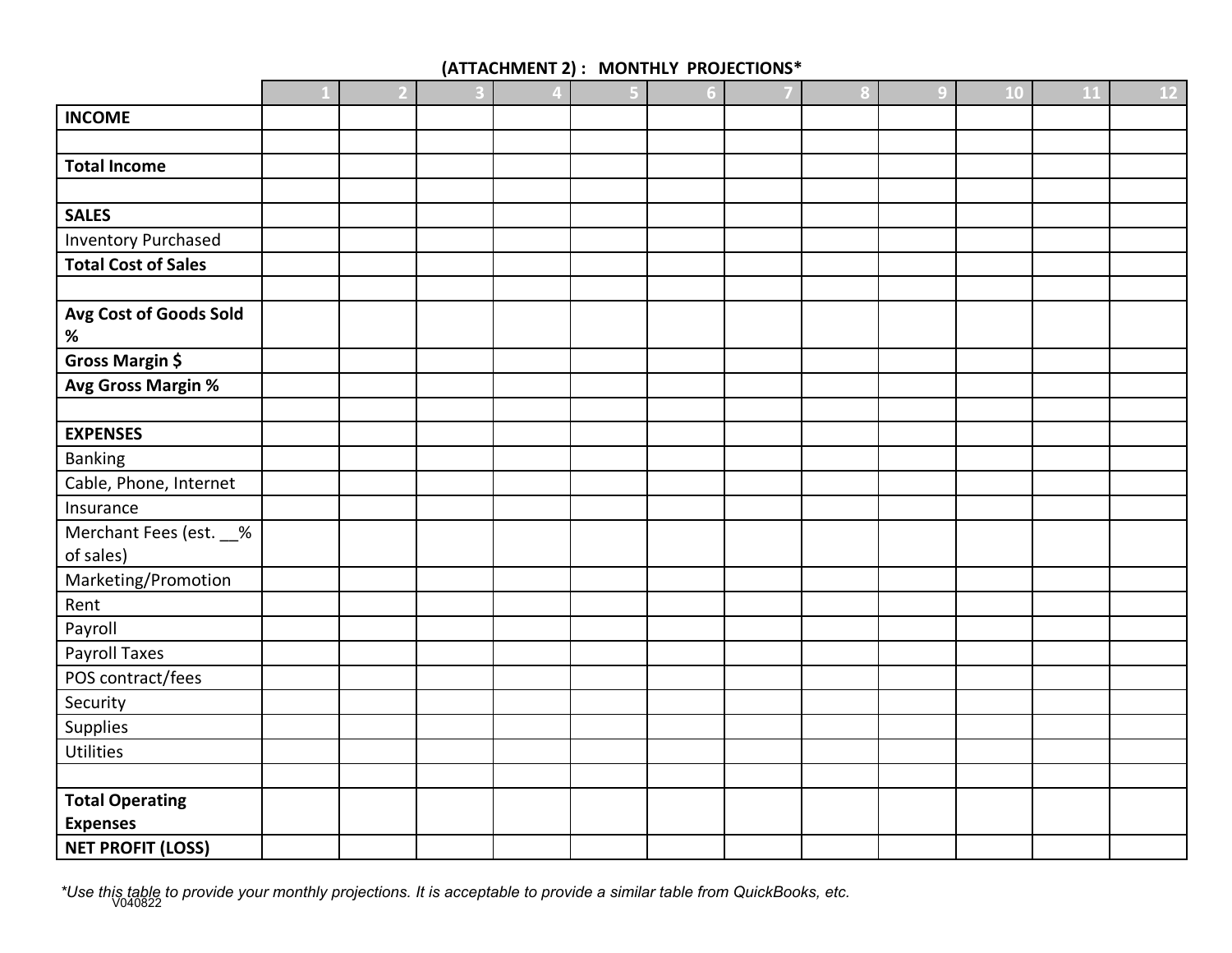# (ATTACHMENT 2) : MONTHLY PROJECTIONS*

| | 1 | 2 | 3 | 4 | 5 | 6 | 7 | 8 | 9 | 10 | 11 | 12 |
|---|---|---|---|---|---|---|---|---|---|---|---|---|
| **INCOME** | | | | | | | | | | | | |
| | | | | | | | | | | | | |
| **Total Income** | | | | | | | | | | | | |
| | | | | | | | | | | | | |
| **SALES** | | | | | | | | | | | | |
| Inventory Purchased | | | | | | | | | | | | |
| **Total Cost of Sales** | | | | | | | | | | | | |
| | | | | | | | | | | | | |
| **Avg Cost of Goods Sold %** | | | | | | | | | | | | |
| **Gross Margin $** | | | | | | | | | | | | |
| **Avg Gross Margin %** | | | | | | | | | | | | |
| | | | | | | | | | | | | |
| **EXPENSES** | | | | | | | | | | | | |
| Banking | | | | | | | | | | | | |
| Cable, Phone, Internet | | | | | | | | | | | | |
| Insurance | | | | | | | | | | | | |
| Merchant Fees (est. __% of sales) | | | | | | | | | | | | |
| Marketing/Promotion | | | | | | | | | | | | |
| Rent | | | | | | | | | | | | |
| Payroll | | | | | | | | | | | | |
| Payroll Taxes | | | | | | | | | | | | |
| POS contract/fees | | | | | | | | | | | | |
| Security | | | | | | | | | | | | |
| Supplies | | | | | | | | | | | | |
| Utilities | | | | | | | | | | | | |
| | | | | | | | | | | | | |
| **Total Operating Expenses** | | | | | | | | | | | | |
| **NET PROFIT (LOSS)** | | | | | | | | | | | | |

**Use this table to provide your monthly projections. It is acceptable to provide a similar table from QuickBooks, etc.*

V040822